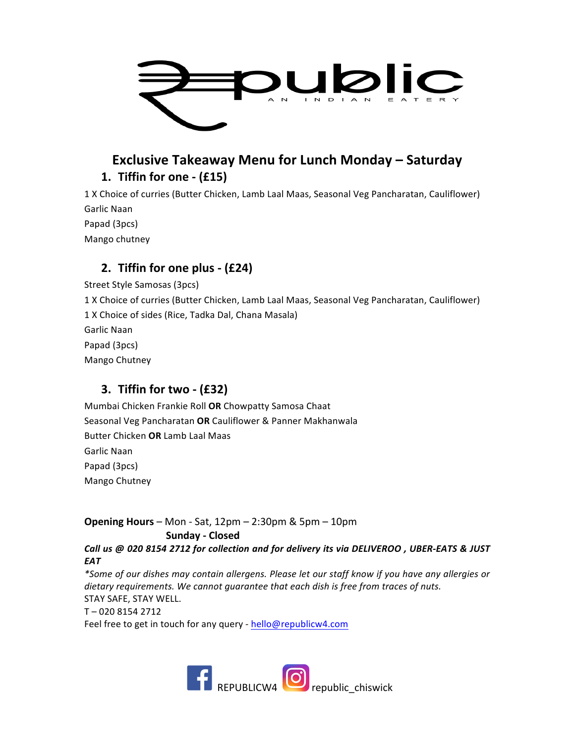# Republic

AN INDIAN EATERY

## Exclusive Takeaway Menu for Lunch Monday – Saturday

### 1. Tiffin for one - (£15)

1 X Choice of curries (Butter Chicken, Lamb Laal Maas, Seasonal Veg Pancharatan, Cauliflower)
Garlic Naan
Papad (3pcs)
Mango chutney

### 2. Tiffin for one plus - (£24)

Street Style Samosas (3pcs)
1 X Choice of curries (Butter Chicken, Lamb Laal Maas, Seasonal Veg Pancharatan, Cauliflower)
1 X Choice of sides (Rice, Tadka Dal, Chana Masala)
Garlic Naan
Papad (3pcs)
Mango Chutney

### 3. Tiffin for two - (£32)

Mumbai Chicken Frankie Roll **OR** Chowpatty Samosa Chaat
Seasonal Veg Pancharatan **OR** Cauliflower & Panner Makhanwala
Butter Chicken **OR** Lamb Laal Maas
Garlic Naan
Papad (3pcs)
Mango Chutney

**Opening Hours** – Mon - Sat, 12pm – 2:30pm & 5pm – 10pm
**Sunday - Closed**

***Call us @ 020 8154 2712 for collection and for delivery its via DELIVEROO , UBER-EATS & JUST EAT***

*\*Some of our dishes may contain allergens. Please let our staff know if you have any allergies or dietary requirements. We cannot guarantee that each dish is free from traces of nuts.*

STAY SAFE, STAY WELL.

T – 020 8154 2712

Feel free to get in touch for any query - hello@republicw4.com

REPUBLICW4 republic_chiswick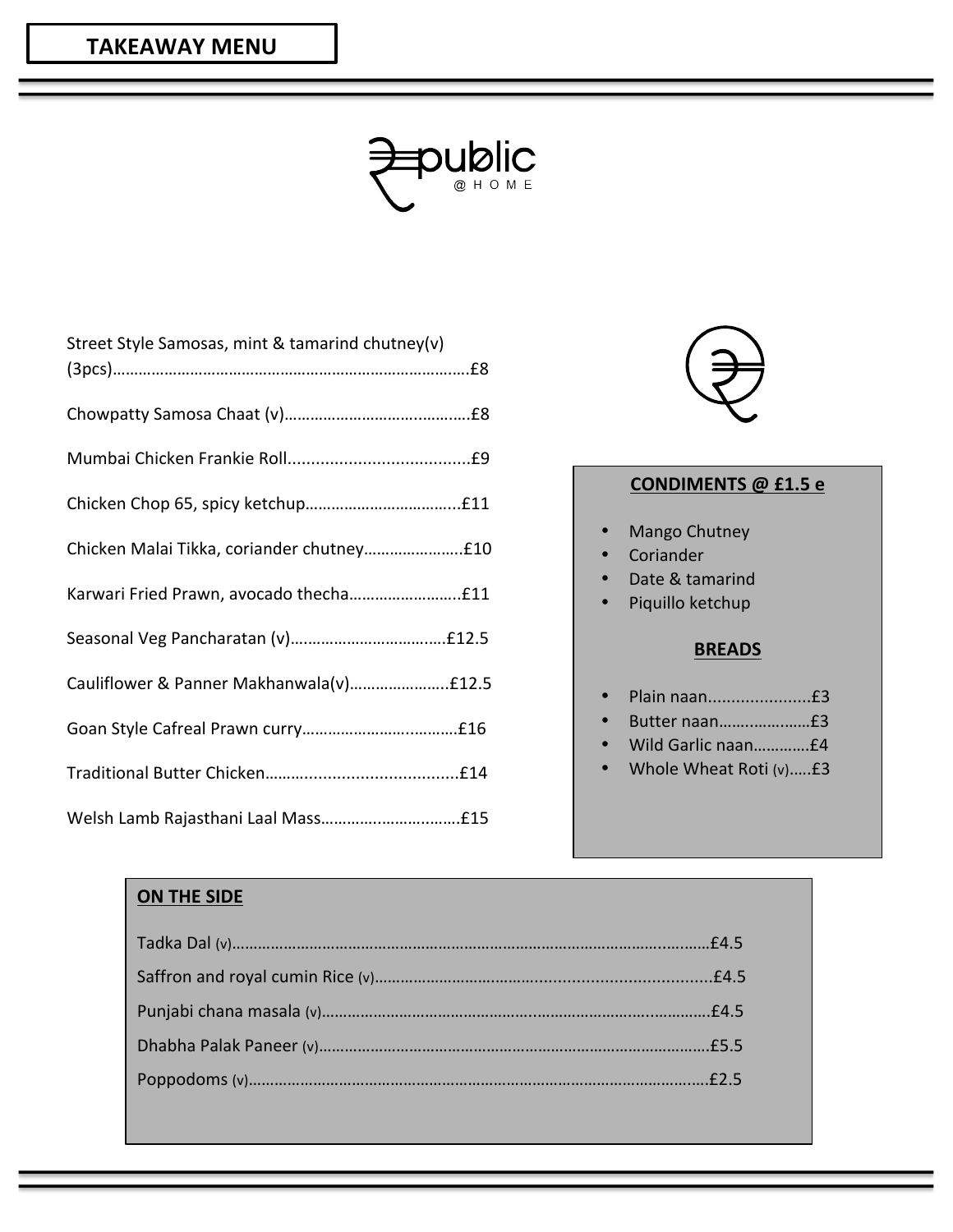# TAKEAWAY MENU

Republic @HOME

Street Style Samosas, mint & tamarind chutney(v) (3pcs)……………………………………………………………………£8

Chowpatty Samosa Chaat (v)……………………………………….£8

Mumbai Chicken Frankie Roll......................................£9

Chicken Chop 65, spicy ketchup……………………………...£11

Chicken Malai Tikka, coriander chutney………………….£10

Karwari Fried Prawn, avocado thecha……………………..£11

Seasonal Veg Pancharatan (v)……………………………..£12.5

Cauliflower & Panner Makhanwala(v)…………………..£12.5

Goan Style Cafreal Prawn curry……………………..………£16

Traditional Butter Chicken……….................................£14

Welsh Lamb Rajasthani Laal Mass…………………………..£15

## CONDIMENTS @ £1.5 e

- Mango Chutney
- Coriander
- Date & tamarind
- Piquillo ketchup

## BREADS

- Plain naan......................£3
- Butter naan…………………£3
- Wild Garlic naan…………£4
- Whole Wheat Roti (v)…..£3

## ON THE SIDE

Tadka Dal (v)……………………………………………………………………………………£4.5

Saffron and royal cumin Rice (v)…………………………………...............................£4.5

Punjabi chana masala (v)……………………………………...……………………………£4.5

Dhabha Palak Paneer (v)………………………………………………………………………£5.5

Poppodoms (v)……………………………………………………………………………………£2.5